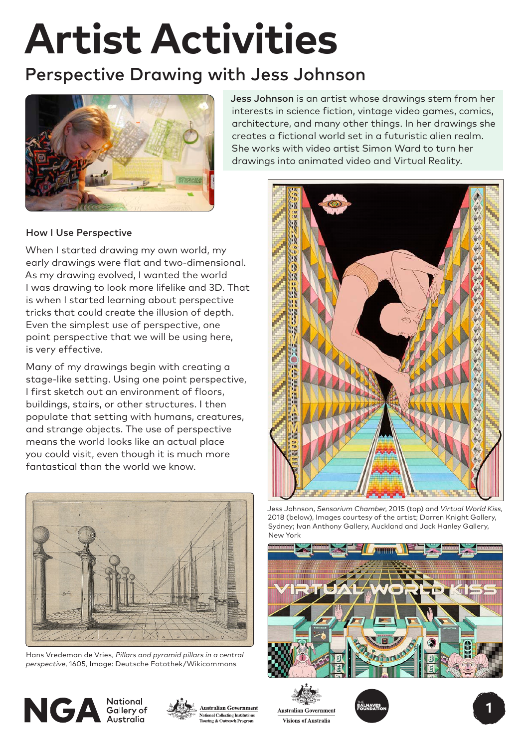# Artist Activities

## Perspective Drawing with Jess Johnson

**Jess Johnson** is an artist whose drawings stem from her interests in science fiction, vintage video games, comics, architecture, and many other things. In her drawings she creates a fictional world set in a futuristic alien realm. She works with video artist Simon Ward to turn her drawings into animated video and Virtual Reality.

### How I Use Perspective

When I started drawing my own world, my early drawings were flat and two-dimensional. As my drawing evolved, I wanted the world I was drawing to look more lifelike and 3D. That is when I started learning about perspective tricks that could create the illusion of depth. Even the simplest use of perspective, one point perspective that we will be using here, is very effective.

Many of my drawings begin with creating a stage-like setting. Using one point perspective, I first sketch out an environment of floors, buildings, stairs, or other structures. I then populate that setting with humans, creatures, and strange objects. The use of perspective means the world looks like an actual place you could visit, even though it is much more fantastical than the world we know.

Jess Johnson, *Sensorium Chamber*, 2015 (top) and *Virtual World Kiss*, 2018 (below), Images courtesy of the artist; Darren Knight Gallery, Sydney; Ivan Anthony Gallery, Auckland and Jack Hanley Gallery, New York

Hans Vredeman de Vries, *Pillars and pyramid pillars in a central perspective*, 1605, Image: Deutsche Fotothek/Wikicommons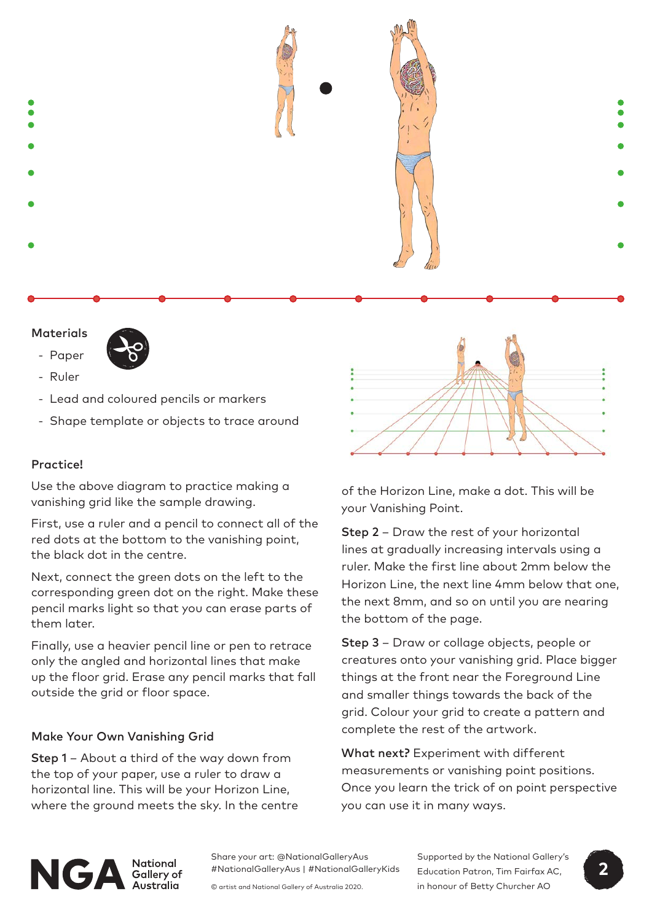## Materials

- Paper
- Ruler
- Lead and coloured pencils or markers
- Shape template or objects to trace around

## Practice!

Use the above diagram to practice making a vanishing grid like the sample drawing.

First, use a ruler and a pencil to connect all of the red dots at the bottom to the vanishing point, the black dot in the centre.

Next, connect the green dots on the left to the corresponding green dot on the right. Make these pencil marks light so that you can erase parts of them later.

Finally, use a heavier pencil line or pen to retrace only the angled and horizontal lines that make up the floor grid. Erase any pencil marks that fall outside the grid or floor space.

## Make Your Own Vanishing Grid

**Step 1** – About a third of the way down from the top of your paper, use a ruler to draw a horizontal line. This will be your Horizon Line, where the ground meets the sky. In the centre of the Horizon Line, make a dot. This will be your Vanishing Point.

**Step 2** – Draw the rest of your horizontal lines at gradually increasing intervals using a ruler. Make the first line about 2mm below the Horizon Line, the next line 4mm below that one, the next 8mm, and so on until you are nearing the bottom of the page.

**Step 3** – Draw or collage objects, people or creatures onto your vanishing grid. Place bigger things at the front near the Foreground Line and smaller things towards the back of the grid. Colour your grid to create a pattern and complete the rest of the artwork.

**What next?** Experiment with different measurements or vanishing point positions. Once you learn the trick of on point perspective you can use it in many ways.

NGA National Gallery of Australia

Share your art: @NationalGalleryAus
#NationalGalleryAus | #NationalGalleryKids

© artist and National Gallery of Australia 2020.

Supported by the National Gallery's Education Patron, Tim Fairfax AC, in honour of Betty Churcher AO